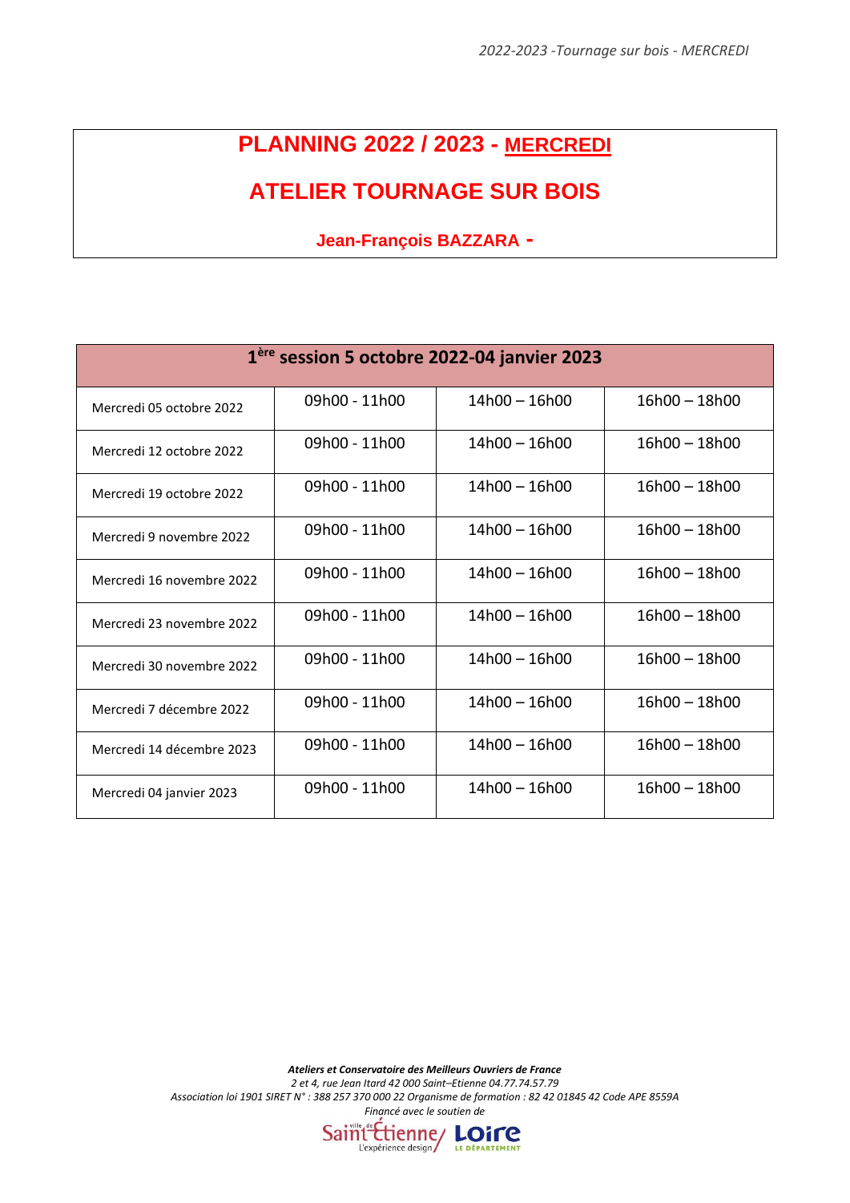# PLANNING 2022 / 2023 - MERCREDI

# ATELIER TOURNAGE SUR BOIS

**Jean-François BAZZARA -**

| 1ère session 5 octobre 2022-04 janvier 2023 | | | |
|---|---|---|---|
| Mercredi 05 octobre 2022 | 09h00 - 11h00 | 14h00 – 16h00 | 16h00 – 18h00 |
| Mercredi 12 octobre 2022 | 09h00 - 11h00 | 14h00 – 16h00 | 16h00 – 18h00 |
| Mercredi 19 octobre 2022 | 09h00 - 11h00 | 14h00 – 16h00 | 16h00 – 18h00 |
| Mercredi 9 novembre 2022 | 09h00 - 11h00 | 14h00 – 16h00 | 16h00 – 18h00 |
| Mercredi 16 novembre 2022 | 09h00 - 11h00 | 14h00 – 16h00 | 16h00 – 18h00 |
| Mercredi 23 novembre 2022 | 09h00 - 11h00 | 14h00 – 16h00 | 16h00 – 18h00 |
| Mercredi 30 novembre 2022 | 09h00 - 11h00 | 14h00 – 16h00 | 16h00 – 18h00 |
| Mercredi 7 décembre 2022 | 09h00 - 11h00 | 14h00 – 16h00 | 16h00 – 18h00 |
| Mercredi 14 décembre 2023 | 09h00 - 11h00 | 14h00 – 16h00 | 16h00 – 18h00 |
| Mercredi 04 janvier 2023 | 09h00 - 11h00 | 14h00 – 16h00 | 16h00 – 18h00 |

***Ateliers et Conservatoire des Meilleurs Ouvriers de France***

*2 et 4, rue Jean Itard 42 000 Saint–Etienne 04.77.74.57.79*

*Association loi 1901 SIRET N° : 388 257 370 000 22 Organisme de formation : 82 42 01845 42 Code APE 8559A*

*Financé avec le soutien de*

Saint-Étienne L'expérience design / Loire le département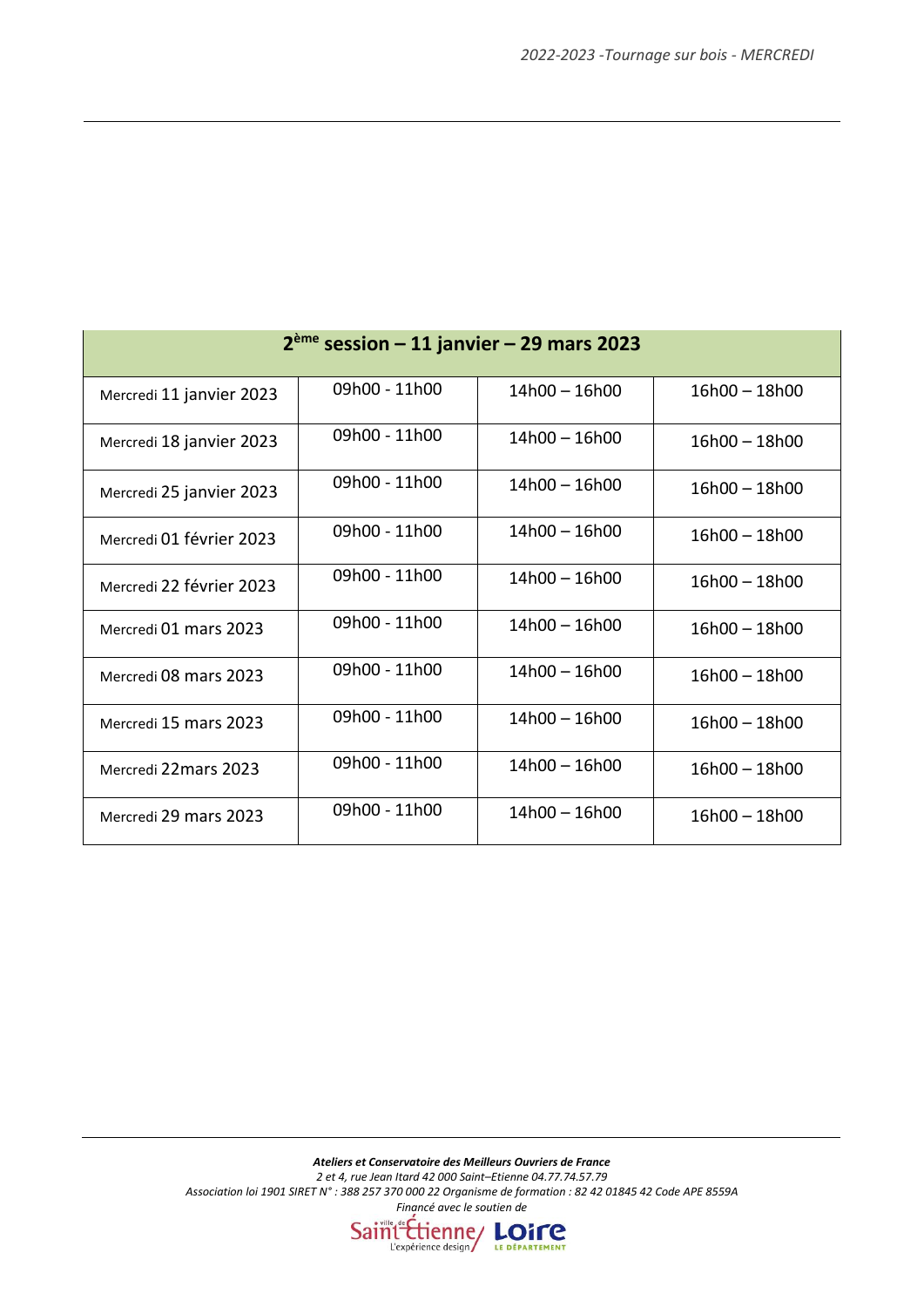| 2ème session – 11 janvier – 29 mars 2023 | | | |
|---|---|---|---|
| Mercredi 11 janvier 2023 | 09h00 - 11h00 | 14h00 – 16h00 | 16h00 – 18h00 |
| Mercredi 18 janvier 2023 | 09h00 - 11h00 | 14h00 – 16h00 | 16h00 – 18h00 |
| Mercredi 25 janvier 2023 | 09h00 - 11h00 | 14h00 – 16h00 | 16h00 – 18h00 |
| Mercredi 01 février 2023 | 09h00 - 11h00 | 14h00 – 16h00 | 16h00 – 18h00 |
| Mercredi 22 février 2023 | 09h00 - 11h00 | 14h00 – 16h00 | 16h00 – 18h00 |
| Mercredi 01 mars 2023 | 09h00 - 11h00 | 14h00 – 16h00 | 16h00 – 18h00 |
| Mercredi 08 mars 2023 | 09h00 - 11h00 | 14h00 – 16h00 | 16h00 – 18h00 |
| Mercredi 15 mars 2023 | 09h00 - 11h00 | 14h00 – 16h00 | 16h00 – 18h00 |
| Mercredi 22mars 2023 | 09h00 - 11h00 | 14h00 – 16h00 | 16h00 – 18h00 |
| Mercredi 29 mars 2023 | 09h00 - 11h00 | 14h00 – 16h00 | 16h00 – 18h00 |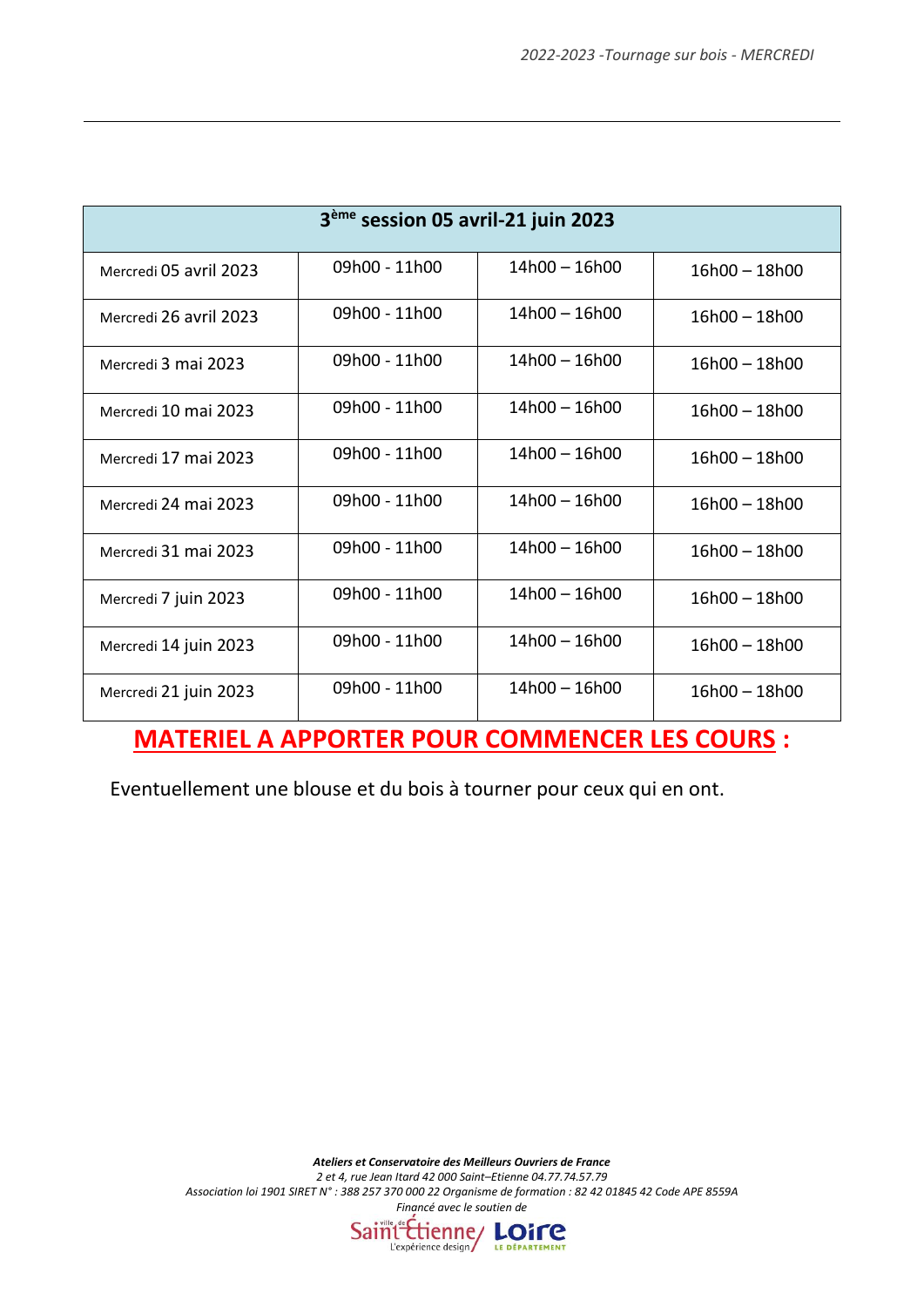| 3ème session 05 avril-21 juin 2023 | | | |
|---|---|---|---|
| Mercredi 05 avril 2023 | 09h00 - 11h00 | 14h00 – 16h00 | 16h00 – 18h00 |
| Mercredi 26 avril 2023 | 09h00 - 11h00 | 14h00 – 16h00 | 16h00 – 18h00 |
| Mercredi 3 mai 2023 | 09h00 - 11h00 | 14h00 – 16h00 | 16h00 – 18h00 |
| Mercredi 10 mai 2023 | 09h00 - 11h00 | 14h00 – 16h00 | 16h00 – 18h00 |
| Mercredi 17 mai 2023 | 09h00 - 11h00 | 14h00 – 16h00 | 16h00 – 18h00 |
| Mercredi 24 mai 2023 | 09h00 - 11h00 | 14h00 – 16h00 | 16h00 – 18h00 |
| Mercredi 31 mai 2023 | 09h00 - 11h00 | 14h00 – 16h00 | 16h00 – 18h00 |
| Mercredi 7 juin 2023 | 09h00 - 11h00 | 14h00 – 16h00 | 16h00 – 18h00 |
| Mercredi 14 juin 2023 | 09h00 - 11h00 | 14h00 – 16h00 | 16h00 – 18h00 |
| Mercredi 21 juin 2023 | 09h00 - 11h00 | 14h00 – 16h00 | 16h00 – 18h00 |

## MATERIEL A APPORTER POUR COMMENCER LES COURS :

Eventuellement une blouse et du bois à tourner pour ceux qui en ont.

***Ateliers et Conservatoire des Meilleurs Ouvriers de France***
*2 et 4, rue Jean Itard 42 000 Saint–Etienne 04.77.74.57.79*
*Association loi 1901 SIRET N° : 388 257 370 000 22 Organisme de formation : 82 42 01845 42 Code APE 8559A*
*Financé avec le soutien de*

Ville de Saint-Étienne L'expérience design — Loire Le Département